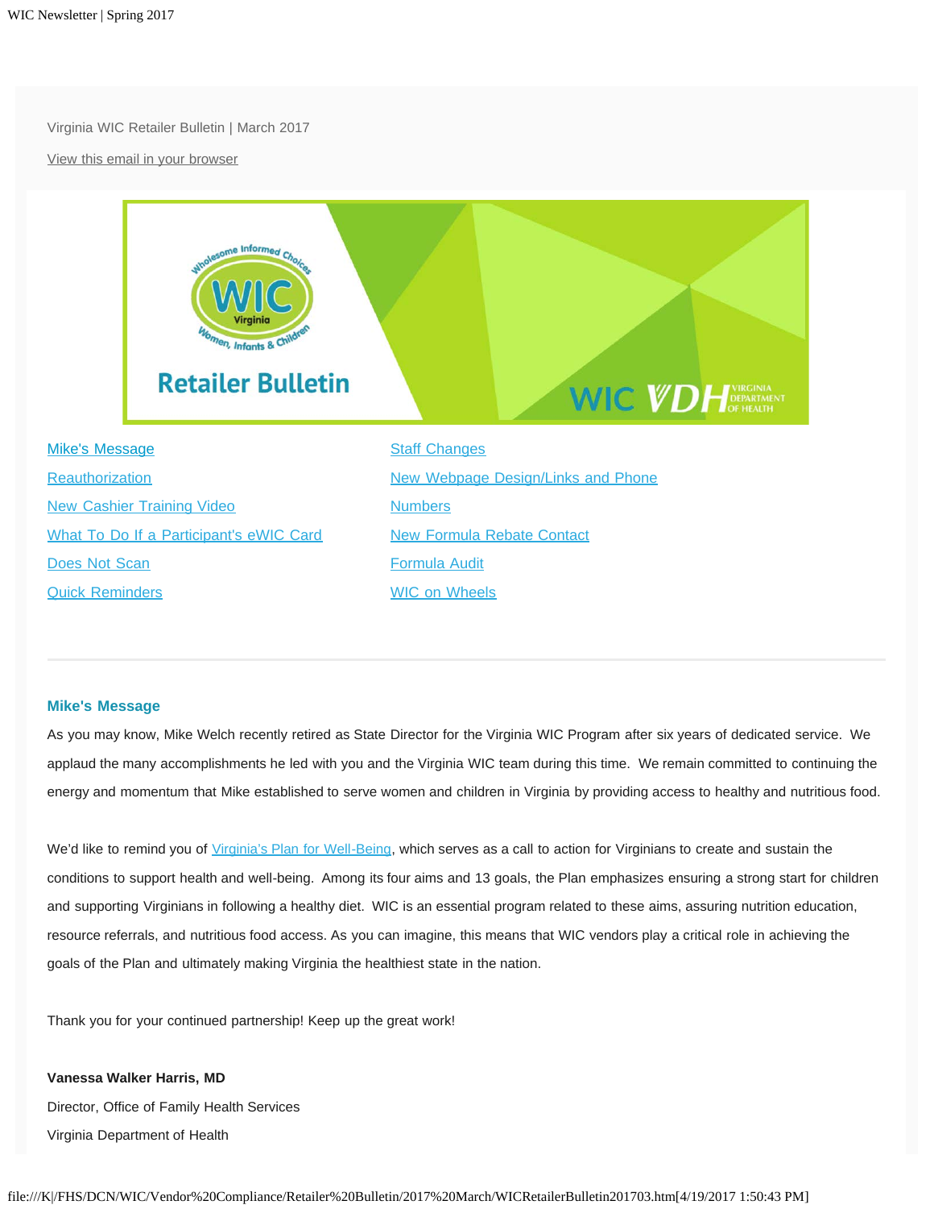Virginia WIC Retailer Bulletin | March 2017

View this email in your browser

Retailer Bulletin

- Mike's Message
- Reauthorization
- New Cashier Training Video
- What To Do If a Participant's eWIC Card Does Not Scan
- Quick Reminders
- Staff Changes
- New Webpage Design/Links and Phone Numbers
- New Formula Rebate Contact
- Formula Audit
- WIC on Wheels

---

### Mike's Message

As you may know, Mike Welch recently retired as State Director for the Virginia WIC Program after six years of dedicated service. We applaud the many accomplishments he led with you and the Virginia WIC team during this time. We remain committed to continuing the energy and momentum that Mike established to serve women and children in Virginia by providing access to healthy and nutritious food.

We'd like to remind you of Virginia's Plan for Well-Being, which serves as a call to action for Virginians to create and sustain the conditions to support health and well-being. Among its four aims and 13 goals, the Plan emphasizes ensuring a strong start for children and supporting Virginians in following a healthy diet. WIC is an essential program related to these aims, assuring nutrition education, resource referrals, and nutritious food access. As you can imagine, this means that WIC vendors play a critical role in achieving the goals of the Plan and ultimately making Virginia the healthiest state in the nation.

Thank you for your continued partnership! Keep up the great work!

**Vanessa Walker Harris, MD**
Director, Office of Family Health Services
Virginia Department of Health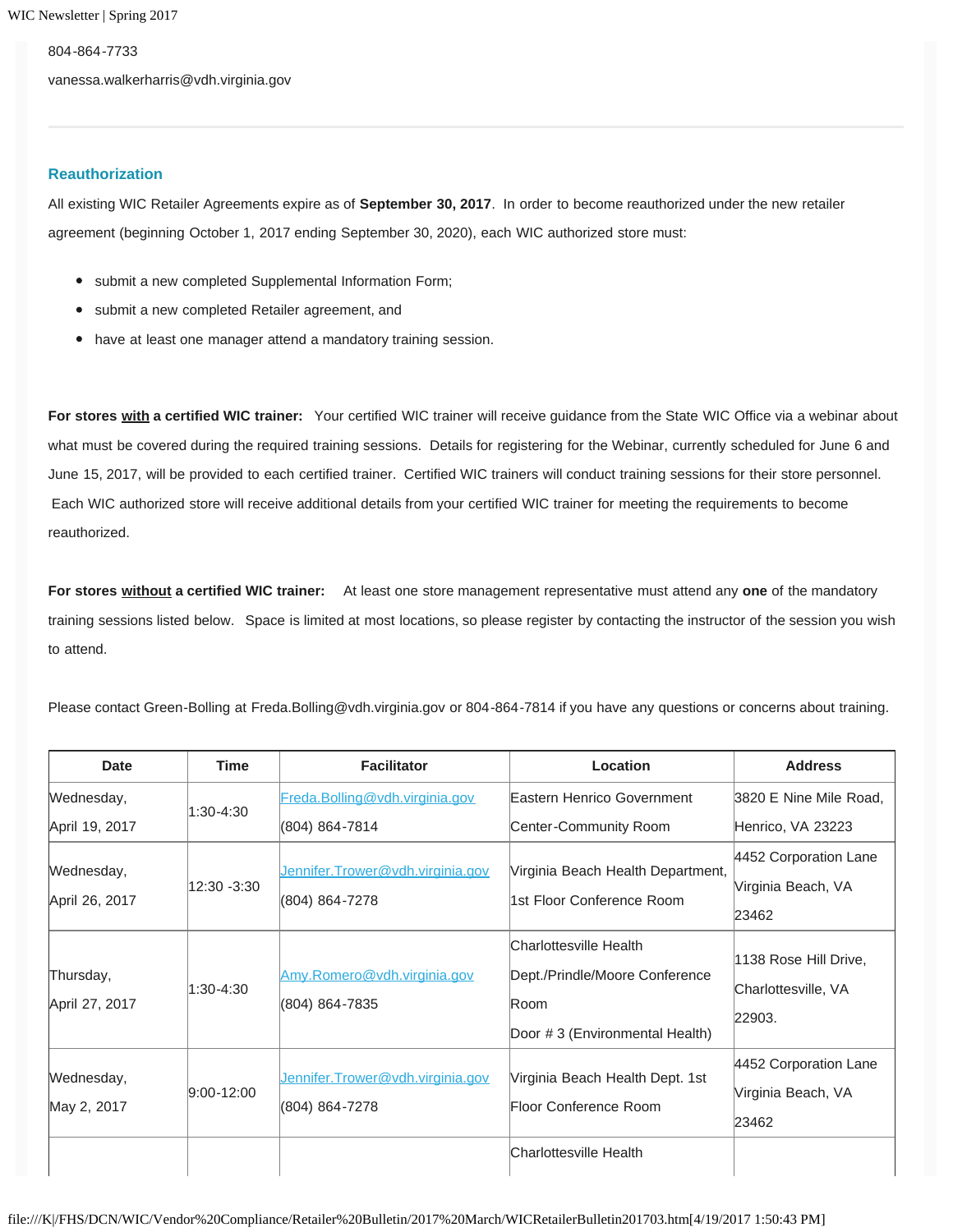804-864-7733

vanessa.walkerharris@vdh.virginia.gov

---

### Reauthorization

All existing WIC Retailer Agreements expire as of **September 30, 2017**. In order to become reauthorized under the new retailer agreement (beginning October 1, 2017 ending September 30, 2020), each WIC authorized store must:

- submit a new completed Supplemental Information Form;
- submit a new completed Retailer agreement, and
- have at least one manager attend a mandatory training session.

**For stores with a certified WIC trainer:** Your certified WIC trainer will receive guidance from the State WIC Office via a webinar about what must be covered during the required training sessions. Details for registering for the Webinar, currently scheduled for June 6 and June 15, 2017, will be provided to each certified trainer. Certified WIC trainers will conduct training sessions for their store personnel. Each WIC authorized store will receive additional details from your certified WIC trainer for meeting the requirements to become reauthorized.

**For stores without a certified WIC trainer:** At least one store management representative must attend any **one** of the mandatory training sessions listed below. Space is limited at most locations, so please register by contacting the instructor of the session you wish to attend.

Please contact Green-Bolling at Freda.Bolling@vdh.virginia.gov or 804-864-7814 if you have any questions or concerns about training.

| Date | Time | Facilitator | Location | Address |
|---|---|---|---|---|
| Wednesday, April 19, 2017 | 1:30-4:30 | Freda.Bolling@vdh.virginia.gov (804) 864-7814 | Eastern Henrico Government Center-Community Room | 3820 E Nine Mile Road, Henrico, VA 23223 |
| Wednesday, April 26, 2017 | 12:30 -3:30 | Jennifer.Trower@vdh.virginia.gov (804) 864-7278 | Virginia Beach Health Department, 1st Floor Conference Room | 4452 Corporation Lane Virginia Beach, VA 23462 |
| Thursday, April 27, 2017 | 1:30-4:30 | Amy.Romero@vdh.virginia.gov (804) 864-7835 | Charlottesville Health Dept./Prindle/Moore Conference Room Door # 3 (Environmental Health) | 1138 Rose Hill Drive, Charlottesville, VA 22903. |
| Wednesday, May 2, 2017 | 9:00-12:00 | Jennifer.Trower@vdh.virginia.gov (804) 864-7278 | Virginia Beach Health Dept. 1st Floor Conference Room | 4452 Corporation Lane Virginia Beach, VA 23462 |
| | | | Charlottesville Health | |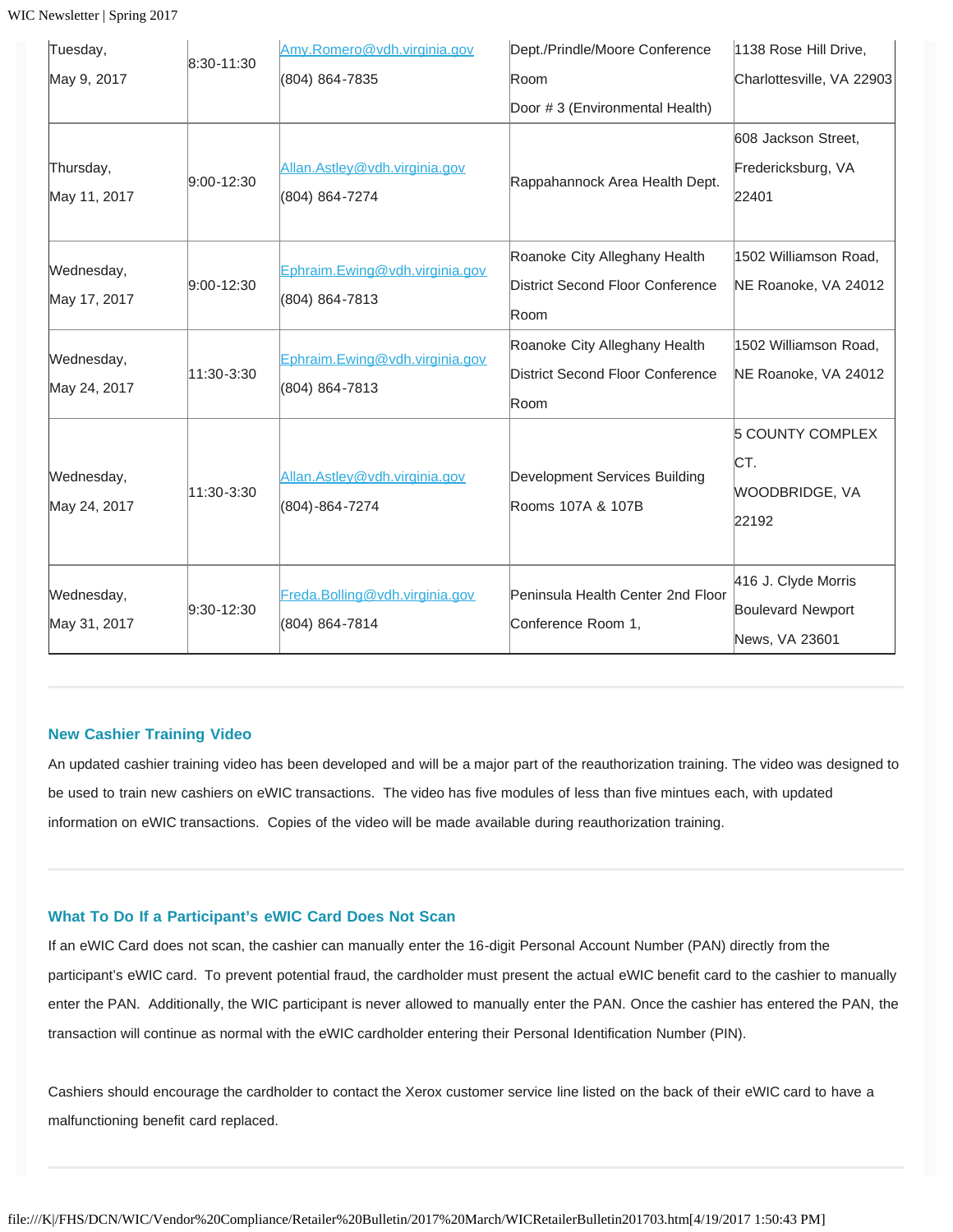| | | | | |
|---|---|---|---|---|
| Tuesday, May 9, 2017 | 8:30-11:30 | Amy.Romero@vdh.virginia.gov (804) 864-7835 | Dept./Prindle/Moore Conference Room Door # 3 (Environmental Health) | 1138 Rose Hill Drive, Charlottesville, VA 22903 |
| Thursday, May 11, 2017 | 9:00-12:30 | Allan.Astley@vdh.virginia.gov (804) 864-7274 | Rappahannock Area Health Dept. | 608 Jackson Street, Fredericksburg, VA 22401 |
| Wednesday, May 17, 2017 | 9:00-12:30 | Ephraim.Ewing@vdh.virginia.gov (804) 864-7813 | Roanoke City Alleghany Health District Second Floor Conference Room | 1502 Williamson Road, NE Roanoke, VA 24012 |
| Wednesday, May 24, 2017 | 11:30-3:30 | Ephraim.Ewing@vdh.virginia.gov (804) 864-7813 | Roanoke City Alleghany Health District Second Floor Conference Room | 1502 Williamson Road, NE Roanoke, VA 24012 |
| Wednesday, May 24, 2017 | 11:30-3:30 | Allan.Astley@vdh.virginia.gov (804)-864-7274 | Development Services Building Rooms 107A & 107B | 5 COUNTY COMPLEX CT. WOODBRIDGE, VA 22192 |
| Wednesday, May 31, 2017 | 9:30-12:30 | Freda.Bolling@vdh.virginia.gov (804) 864-7814 | Peninsula Health Center 2nd Floor Conference Room 1, | 416 J. Clyde Morris Boulevard Newport News, VA 23601 |

### New Cashier Training Video

An updated cashier training video has been developed and will be a major part of the reauthorization training. The video was designed to be used to train new cashiers on eWIC transactions. The video has five modules of less than five mintues each, with updated information on eWIC transactions. Copies of the video will be made available during reauthorization training.

### What To Do If a Participant's eWIC Card Does Not Scan

If an eWIC Card does not scan, the cashier can manually enter the 16-digit Personal Account Number (PAN) directly from the participant's eWIC card. To prevent potential fraud, the cardholder must present the actual eWIC benefit card to the cashier to manually enter the PAN. Additionally, the WIC participant is never allowed to manually enter the PAN. Once the cashier has entered the PAN, the transaction will continue as normal with the eWIC cardholder entering their Personal Identification Number (PIN).

Cashiers should encourage the cardholder to contact the Xerox customer service line listed on the back of their eWIC card to have a malfunctioning benefit card replaced.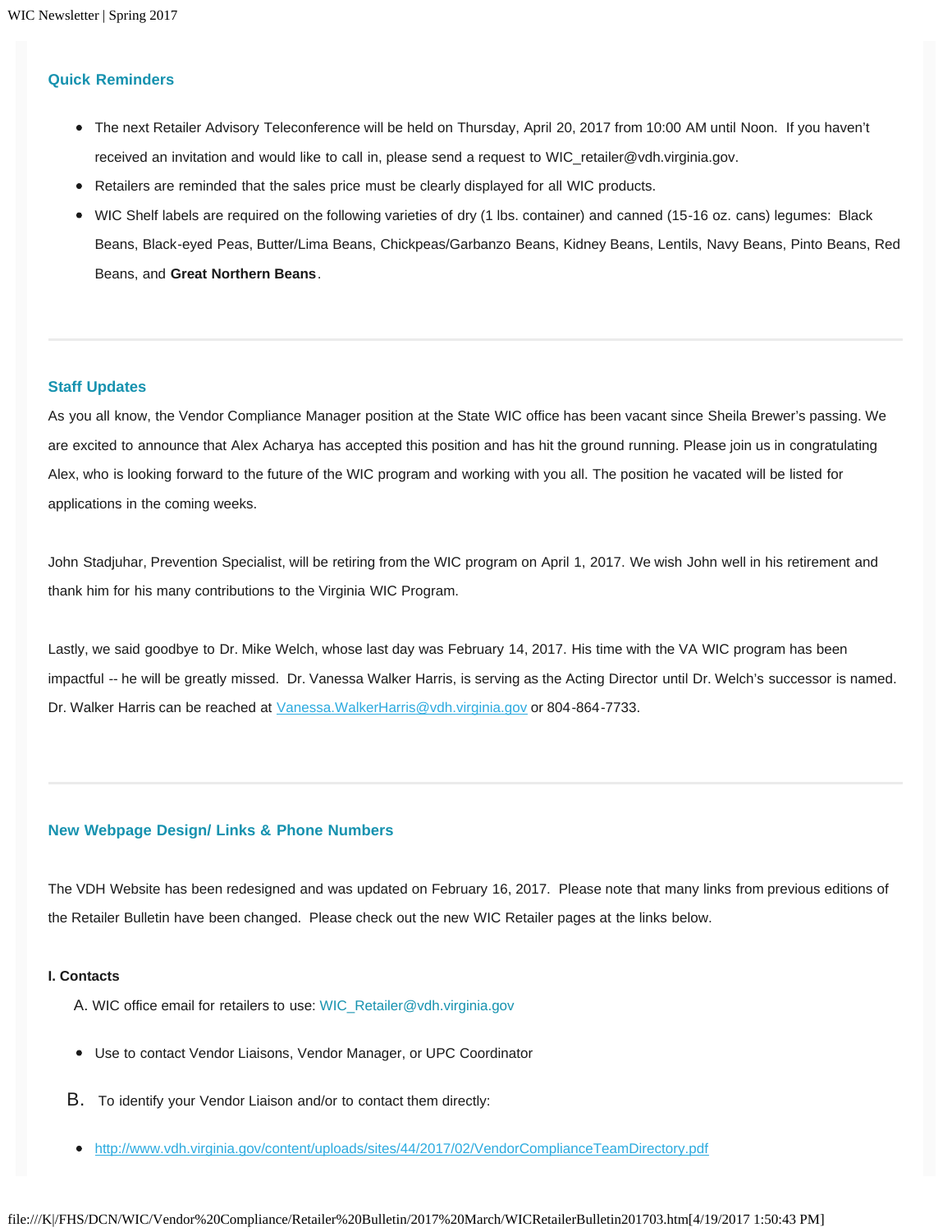### Quick Reminders

- The next Retailer Advisory Teleconference will be held on Thursday, April 20, 2017 from 10:00 AM until Noon.  If you haven't received an invitation and would like to call in, please send a request to WIC_retailer@vdh.virginia.gov.
- Retailers are reminded that the sales price must be clearly displayed for all WIC products.
- WIC Shelf labels are required on the following varieties of dry (1 lbs. container) and canned (15-16 oz. cans) legumes:  Black Beans, Black-eyed Peas, Butter/Lima Beans, Chickpeas/Garbanzo Beans, Kidney Beans, Lentils, Navy Beans, Pinto Beans, Red Beans, and **Great Northern Beans**.

---

### Staff Updates

As you all know, the Vendor Compliance Manager position at the State WIC office has been vacant since Sheila Brewer's passing. We are excited to announce that Alex Acharya has accepted this position and has hit the ground running. Please join us in congratulating Alex, who is looking forward to the future of the WIC program and working with you all. The position he vacated will be listed for applications in the coming weeks.

John Stadjuhar, Prevention Specialist, will be retiring from the WIC program on April 1, 2017. We wish John well in his retirement and thank him for his many contributions to the Virginia WIC Program.

Lastly, we said goodbye to Dr. Mike Welch, whose last day was February 14, 2017. His time with the VA WIC program has been impactful -- he will be greatly missed.  Dr. Vanessa Walker Harris, is serving as the Acting Director until Dr. Welch's successor is named. Dr. Walker Harris can be reached at Vanessa.WalkerHarris@vdh.virginia.gov or 804-864-7733.

---

### New Webpage Design/ Links & Phone Numbers

The VDH Website has been redesigned and was updated on February 16, 2017.  Please note that many links from previous editions of the Retailer Bulletin have been changed.  Please check out the new WIC Retailer pages at the links below.

**I. Contacts**

A. WIC office email for retailers to use: WIC_Retailer@vdh.virginia.gov

- Use to contact Vendor Liaisons, Vendor Manager, or UPC Coordinator

B. To identify your Vendor Liaison and/or to contact them directly:

- http://www.vdh.virginia.gov/content/uploads/sites/44/2017/02/VendorComplianceTeamDirectory.pdf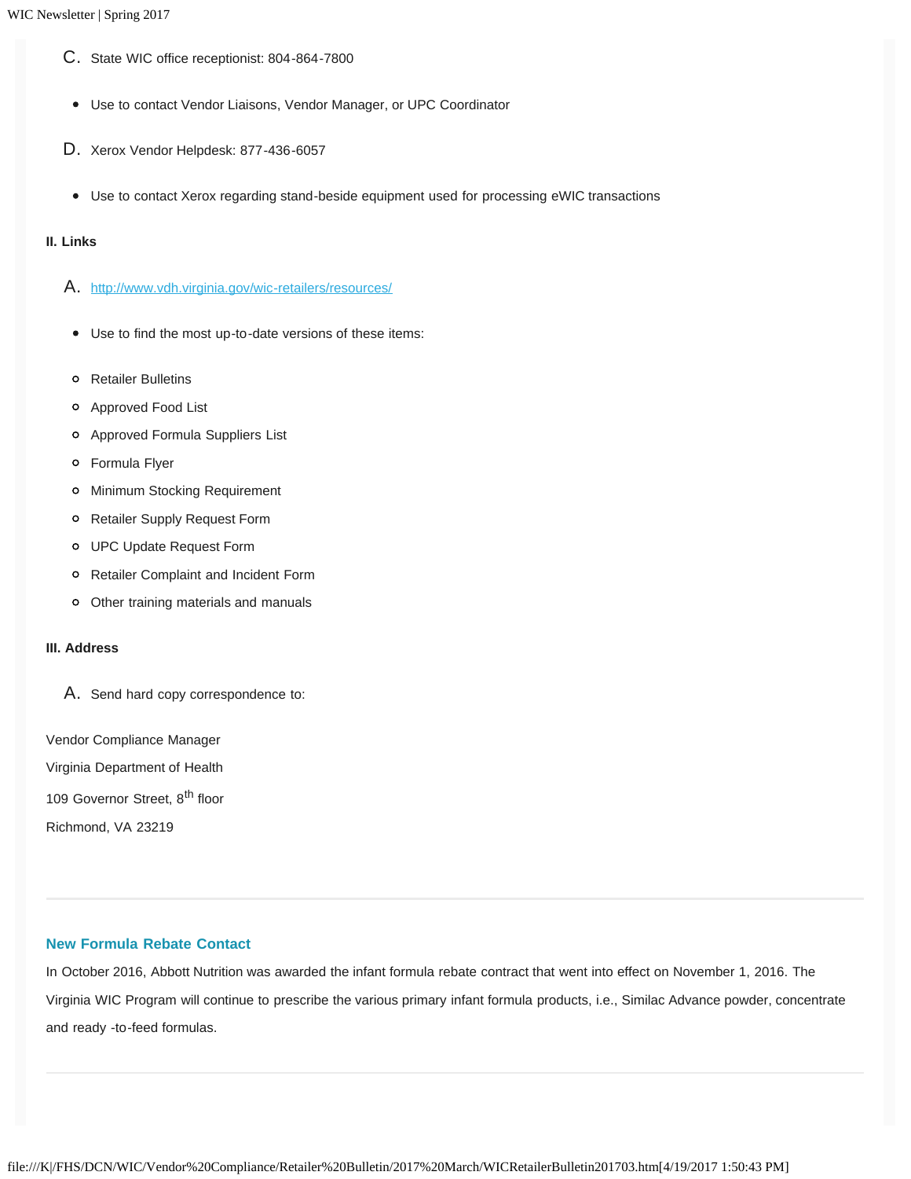C. State WIC office receptionist: 804-864-7800

- Use to contact Vendor Liaisons, Vendor Manager, or UPC Coordinator

D. Xerox Vendor Helpdesk: 877-436-6057

- Use to contact Xerox regarding stand-beside equipment used for processing eWIC transactions

**II. Links**

A. [http://www.vdh.virginia.gov/wic-retailers/resources/](http://www.vdh.virginia.gov/wic-retailers/resources/)

- Use to find the most up-to-date versions of these items:
  - Retailer Bulletins
  - Approved Food List
  - Approved Formula Suppliers List
  - Formula Flyer
  - Minimum Stocking Requirement
  - Retailer Supply Request Form
  - UPC Update Request Form
  - Retailer Complaint and Incident Form
  - Other training materials and manuals

**III. Address**

A. Send hard copy correspondence to:

Vendor Compliance Manager

Virginia Department of Health

109 Governor Street, 8th floor

Richmond, VA 23219

---

### New Formula Rebate Contact

In October 2016, Abbott Nutrition was awarded the infant formula rebate contract that went into effect on November 1, 2016. The Virginia WIC Program will continue to prescribe the various primary infant formula products, i.e., Similac Advance powder, concentrate and ready -to-feed formulas.

---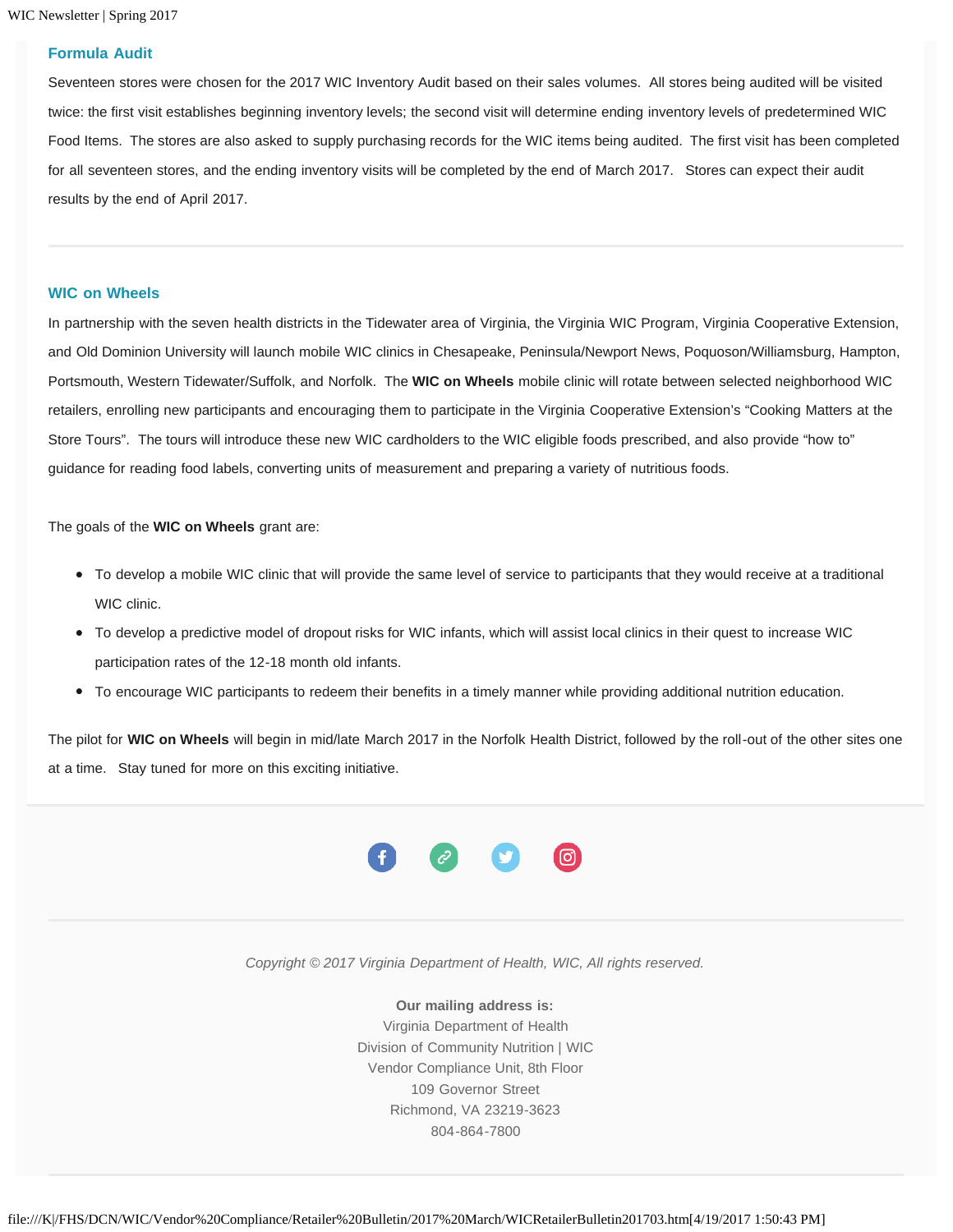### Formula Audit

Seventeen stores were chosen for the 2017 WIC Inventory Audit based on their sales volumes. All stores being audited will be visited twice: the first visit establishes beginning inventory levels; the second visit will determine ending inventory levels of predetermined WIC Food Items. The stores are also asked to supply purchasing records for the WIC items being audited. The first visit has been completed for all seventeen stores, and the ending inventory visits will be completed by the end of March 2017. Stores can expect their audit results by the end of April 2017.

---

### WIC on Wheels

In partnership with the seven health districts in the Tidewater area of Virginia, the Virginia WIC Program, Virginia Cooperative Extension, and Old Dominion University will launch mobile WIC clinics in Chesapeake, Peninsula/Newport News, Poquoson/Williamsburg, Hampton, Portsmouth, Western Tidewater/Suffolk, and Norfolk. The **WIC on Wheels** mobile clinic will rotate between selected neighborhood WIC retailers, enrolling new participants and encouraging them to participate in the Virginia Cooperative Extension's "Cooking Matters at the Store Tours". The tours will introduce these new WIC cardholders to the WIC eligible foods prescribed, and also provide "how to" guidance for reading food labels, converting units of measurement and preparing a variety of nutritious foods.

The goals of the **WIC on Wheels** grant are:

- To develop a mobile WIC clinic that will provide the same level of service to participants that they would receive at a traditional WIC clinic.
- To develop a predictive model of dropout risks for WIC infants, which will assist local clinics in their quest to increase WIC participation rates of the 12-18 month old infants.
- To encourage WIC participants to redeem their benefits in a timely manner while providing additional nutrition education.

The pilot for **WIC on Wheels** will begin in mid/late March 2017 in the Norfolk Health District, followed by the roll-out of the other sites one at a time. Stay tuned for more on this exciting initiative.

---

*Copyright © 2017 Virginia Department of Health, WIC, All rights reserved.*

**Our mailing address is:**
Virginia Department of Health
Division of Community Nutrition | WIC
Vendor Compliance Unit, 8th Floor
109 Governor Street
Richmond, VA 23219-3623
804-864-7800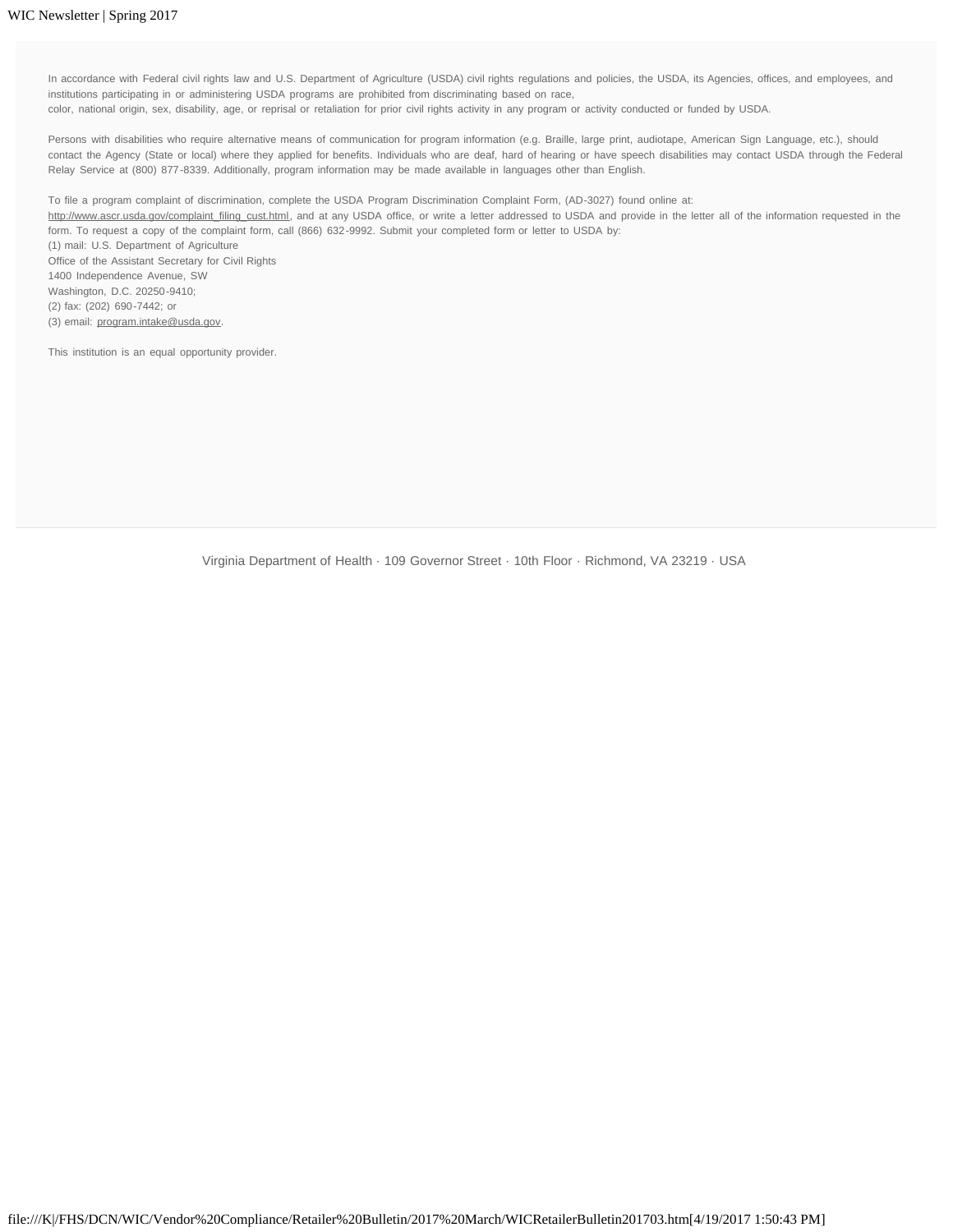In accordance with Federal civil rights law and U.S. Department of Agriculture (USDA) civil rights regulations and policies, the USDA, its Agencies, offices, and employees, and institutions participating in or administering USDA programs are prohibited from discriminating based on race,
color, national origin, sex, disability, age, or reprisal or retaliation for prior civil rights activity in any program or activity conducted or funded by USDA.

Persons with disabilities who require alternative means of communication for program information (e.g. Braille, large print, audiotape, American Sign Language, etc.), should contact the Agency (State or local) where they applied for benefits. Individuals who are deaf, hard of hearing or have speech disabilities may contact USDA through the Federal Relay Service at (800) 877-8339. Additionally, program information may be made available in languages other than English.

To file a program complaint of discrimination, complete the USDA Program Discrimination Complaint Form, (AD-3027) found online at:
http://www.ascr.usda.gov/complaint_filing_cust.html, and at any USDA office, or write a letter addressed to USDA and provide in the letter all of the information requested in the form. To request a copy of the complaint form, call (866) 632-9992. Submit your completed form or letter to USDA by:
(1) mail: U.S. Department of Agriculture
Office of the Assistant Secretary for Civil Rights
1400 Independence Avenue, SW
Washington, D.C. 20250-9410;
(2) fax: (202) 690-7442; or
(3) email: program.intake@usda.gov.

This institution is an equal opportunity provider.

Virginia Department of Health · 109 Governor Street · 10th Floor · Richmond, VA 23219 · USA